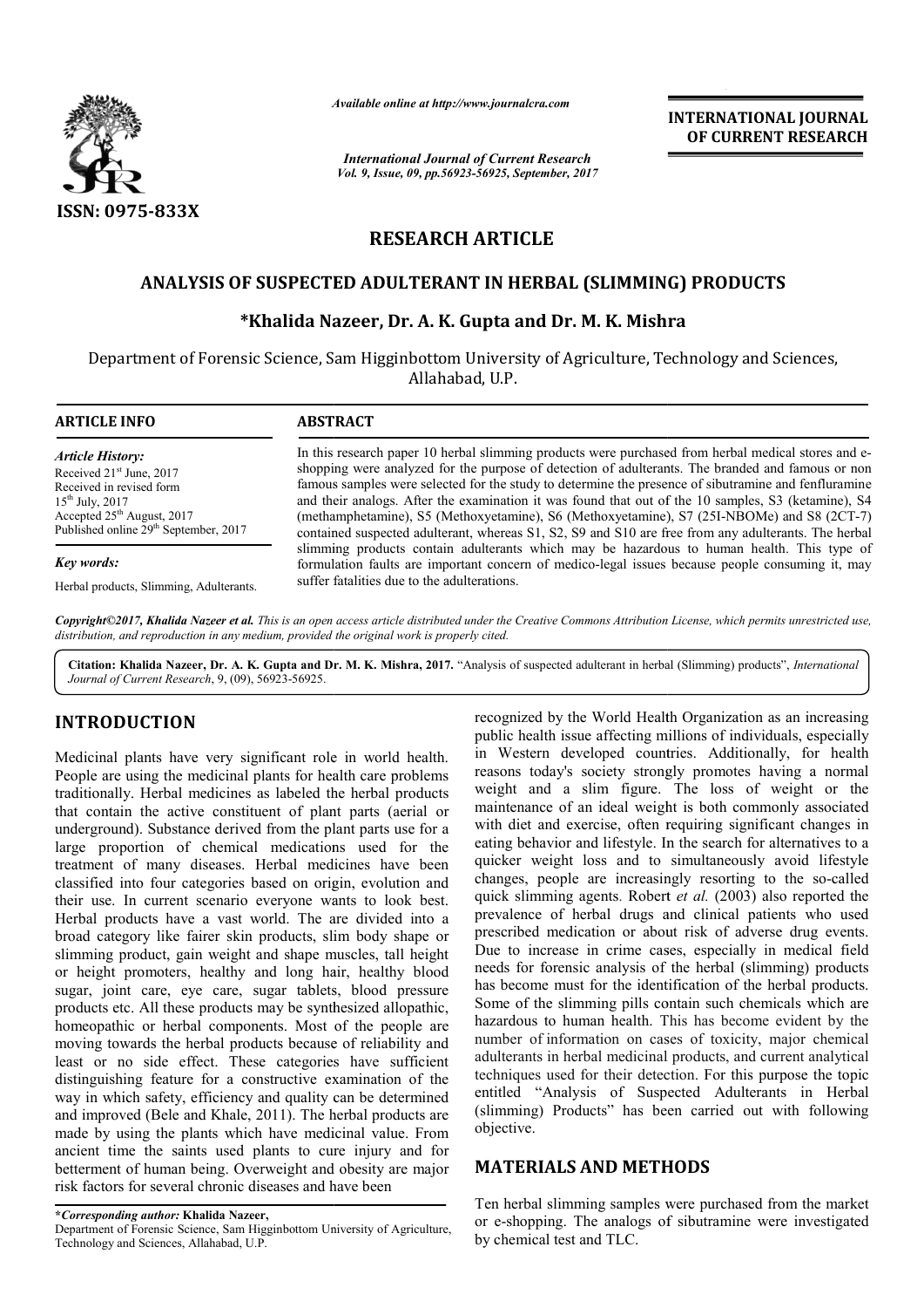*Available online at http://www.journalcra.com*

*International Journal of Current Research*
*Vol. 9, Issue, 09, pp.56923-56925, September, 2017*

**INTERNATIONAL JOURNAL OF CURRENT RESEARCH**

**ISSN: 0975-833X**

## RESEARCH ARTICLE

# ANALYSIS OF SUSPECTED ADULTERANT IN HERBAL (SLIMMING) PRODUCTS

### *Khalida Nazeer, Dr. A. K. Gupta and Dr. M. K. Mishra

Department of Forensic Science, Sam Higginbottom University of Agriculture, Technology and Sciences, Allahabad, U.P.

**ARTICLE INFO**

*Article History:*
Received 21st June, 2017
Received in revised form
15th July, 2017
Accepted 25th August, 2017
Published online 29th September, 2017

*Key words:*
Herbal products, Slimming, Adulterants.

**ABSTRACT**

In this research paper 10 herbal slimming products were purchased from herbal medical stores and e-shopping were analyzed for the purpose of detection of adulterants. The branded and famous or non famous samples were selected for the study to determine the presence of sibutramine and fenfluramine and their analogs. After the examination it was found that out of the 10 samples, S3 (ketamine), S4 (methamphetamine), S5 (Methoxyetamine), S6 (Methoxyetamine), S7 (25I-NBOMe) and S8 (2CT-7) contained suspected adulterant, whereas S1, S2, S9 and S10 are free from any adulterants. The herbal slimming products contain adulterants which may be hazardous to human health. This type of formulation faults are important concern of medico-legal issues because people consuming it, may suffer fatalities due to the adulterations.

*Copyright©2017, Khalida Nazeer et al. This is an open access article distributed under the Creative Commons Attribution License, which permits unrestricted use, distribution, and reproduction in any medium, provided the original work is properly cited.*

**Citation: Khalida Nazeer, Dr. A. K. Gupta and Dr. M. K. Mishra, 2017.** "Analysis of suspected adulterant in herbal (Slimming) products", *International Journal of Current Research*, 9, (09), 56923-56925.

## INTRODUCTION

Medicinal plants have very significant role in world health. People are using the medicinal plants for health care problems traditionally. Herbal medicines as labeled the herbal products that contain the active constituent of plant parts (aerial or underground). Substance derived from the plant parts use for a large proportion of chemical medications used for the treatment of many diseases. Herbal medicines have been classified into four categories based on origin, evolution and their use. In current scenario everyone wants to look best. Herbal products have a vast world. The are divided into a broad category like fairer skin products, slim body shape or slimming product, gain weight and shape muscles, tall height or height promoters, healthy and long hair, healthy blood sugar, joint care, eye care, sugar tablets, blood pressure products etc. All these products may be synthesized allopathic, homeopathic or herbal components. Most of the people are moving towards the herbal products because of reliability and least or no side effect. These categories have sufficient distinguishing feature for a constructive examination of the way in which safety, efficiency and quality can be determined and improved (Bele and Khale, 2011). The herbal products are made by using the plants which have medicinal value. From ancient time the saints used plants to cure injury and for betterment of human being. Overweight and obesity are major risk factors for several chronic diseases and have been recognized by the World Health Organization as an increasing public health issue affecting millions of individuals, especially in Western developed countries. Additionally, for health reasons today's society strongly promotes having a normal weight and a slim figure. The loss of weight or the maintenance of an ideal weight is both commonly associated with diet and exercise, often requiring significant changes in eating behavior and lifestyle. In the search for alternatives to a quicker weight loss and to simultaneously avoid lifestyle changes, people are increasingly resorting to the so-called quick slimming agents. Robert *et al.* (2003) also reported the prevalence of herbal drugs and clinical patients who used prescribed medication or about risk of adverse drug events. Due to increase in crime cases, especially in medical field needs for forensic analysis of the herbal (slimming) products has become must for the identification of the herbal products. Some of the slimming pills contain such chemicals which are hazardous to human health. This has become evident by the number of information on cases of toxicity, major chemical adulterants in herbal medicinal products, and current analytical techniques used for their detection. For this purpose the topic entitled "Analysis of Suspected Adulterants in Herbal (slimming) Products" has been carried out with following objective.

## MATERIALS AND METHODS

Ten herbal slimming samples were purchased from the market or e-shopping. The analogs of sibutramine were investigated by chemical test and TLC.

**\*Corresponding author: Khalida Nazeer,**
Department of Forensic Science, Sam Higginbottom University of Agriculture, Technology and Sciences, Allahabad, U.P.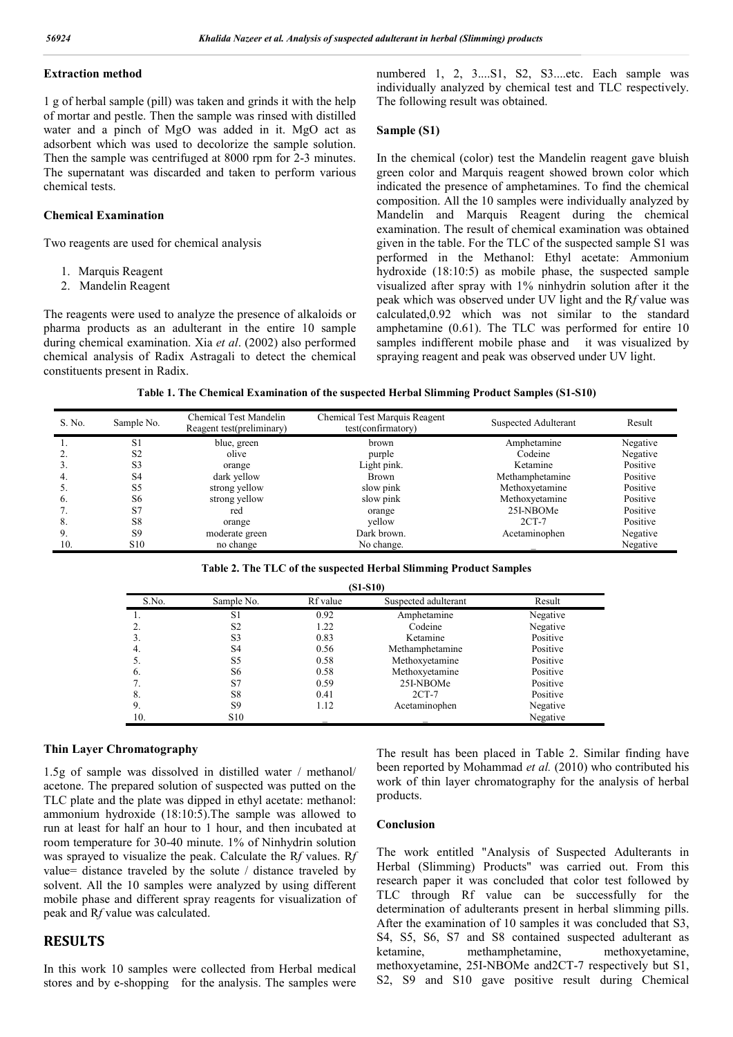### Extraction method

1 g of herbal sample (pill) was taken and grinds it with the help of mortar and pestle. Then the sample was rinsed with distilled water and a pinch of MgO was added in it. MgO act as adsorbent which was used to decolorize the sample solution. Then the sample was centrifuged at 8000 rpm for 2-3 minutes. The supernatant was discarded and taken to perform various chemical tests.

### Chemical Examination

Two reagents are used for chemical analysis

1. Marquis Reagent
2. Mandelin Reagent

The reagents were used to analyze the presence of alkaloids or pharma products as an adulterant in the entire 10 sample during chemical examination. Xia *et al*. (2002) also performed chemical analysis of Radix Astragali to detect the chemical constituents present in Radix.

### Thin Layer Chromatography

1.5g of sample was dissolved in distilled water / methanol/ acetone. The prepared solution of suspected was putted on the TLC plate and the plate was dipped in ethyl acetate: methanol: ammonium hydroxide (18:10:5).The sample was allowed to run at least for half an hour to 1 hour, and then incubated at room temperature for 30-40 minute. 1% of Ninhydrin solution was sprayed to visualize the peak. Calculate the R*f* values. R*f* value= distance traveled by the solute / distance traveled by solvent. All the 10 samples were analyzed by using different mobile phase and different spray reagents for visualization of peak and R*f* value was calculated.

## RESULTS

In this work 10 samples were collected from Herbal medical stores and by e-shopping for the analysis. The samples were numbered 1, 2, 3....S1, S2, S3....etc. Each sample was individually analyzed by chemical test and TLC respectively. The following result was obtained.

### Sample (S1)

In the chemical (color) test the Mandelin reagent gave bluish green color and Marquis reagent showed brown color which indicated the presence of amphetamines. To find the chemical composition. All the 10 samples were individually analyzed by Mandelin and Marquis Reagent during the chemical examination. The result of chemical examination was obtained given in the table. For the TLC of the suspected sample S1 was performed in the Methanol: Ethyl acetate: Ammonium hydroxide (18:10:5) as mobile phase, the suspected sample visualized after spray with 1% ninhydrin solution after it the peak which was observed under UV light and the R*f* value was calculated,0.92 which was not similar to the standard amphetamine (0.61). The TLC was performed for entire 10 samples indifferent mobile phase and it was visualized by spraying reagent and peak was observed under UV light.

**Table 1. The Chemical Examination of the suspected Herbal Slimming Product Samples (S1-S10)**

| S. No. | Sample No. | Chemical Test Mandelin Reagent test(preliminary) | Chemical Test Marquis Reagent test(confirmatory) | Suspected Adulterant | Result |
|---|---|---|---|---|---|
| 1. | S1 | blue, green | brown | Amphetamine | Negative |
| 2. | S2 | olive | purple | Codeine | Negative |
| 3. | S3 | orange | Light pink. | Ketamine | Positive |
| 4. | S4 | dark yellow | Brown | Methamphetamine | Positive |
| 5. | S5 | strong yellow | slow pink | Methoxyetamine | Positive |
| 6. | S6 | strong yellow | slow pink | Methoxyetamine | Positive |
| 7. | S7 | red | orange | 25I-NBOMe | Positive |
| 8. | S8 | orange | yellow | 2CT-7 | Positive |
| 9. | S9 | moderate green | Dark brown. | Acetaminophen | Negative |
| 10. | S10 | no change | No change. | _ | Negative |

**Table 2. The TLC of the suspected Herbal Slimming Product Samples (S1-S10)**

| S.No. | Sample No. | Rf value | Suspected adulterant | Result |
|---|---|---|---|---|
| 1. | S1 | 0.92 | Amphetamine | Negative |
| 2. | S2 | 1.22 | Codeine | Negative |
| 3. | S3 | 0.83 | Ketamine | Positive |
| 4. | S4 | 0.56 | Methamphetamine | Positive |
| 5. | S5 | 0.58 | Methoxyetamine | Positive |
| 6. | S6 | 0.58 | Methoxyetamine | Positive |
| 7. | S7 | 0.59 | 25I-NBOMe | Positive |
| 8. | S8 | 0.41 | 2CT-7 | Positive |
| 9. | S9 | 1.12 | Acetaminophen | Negative |
| 10. | S10 | _ | _ | Negative |

The result has been placed in Table 2. Similar finding have been reported by Mohammad *et al.* (2010) who contributed his work of thin layer chromatography for the analysis of herbal products.

### Conclusion

The work entitled "Analysis of Suspected Adulterants in Herbal (Slimming) Products" was carried out. From this research paper it was concluded that color test followed by TLC through Rf value can be successfully for the determination of adulterants present in herbal slimming pills. After the examination of 10 samples it was concluded that S3, S4, S5, S6, S7 and S8 contained suspected adulterant as ketamine, methamphetamine, methoxyetamine, methoxyetamine, 25I-NBOMe and2CT-7 respectively but S1, S2, S9 and S10 gave positive result during Chemical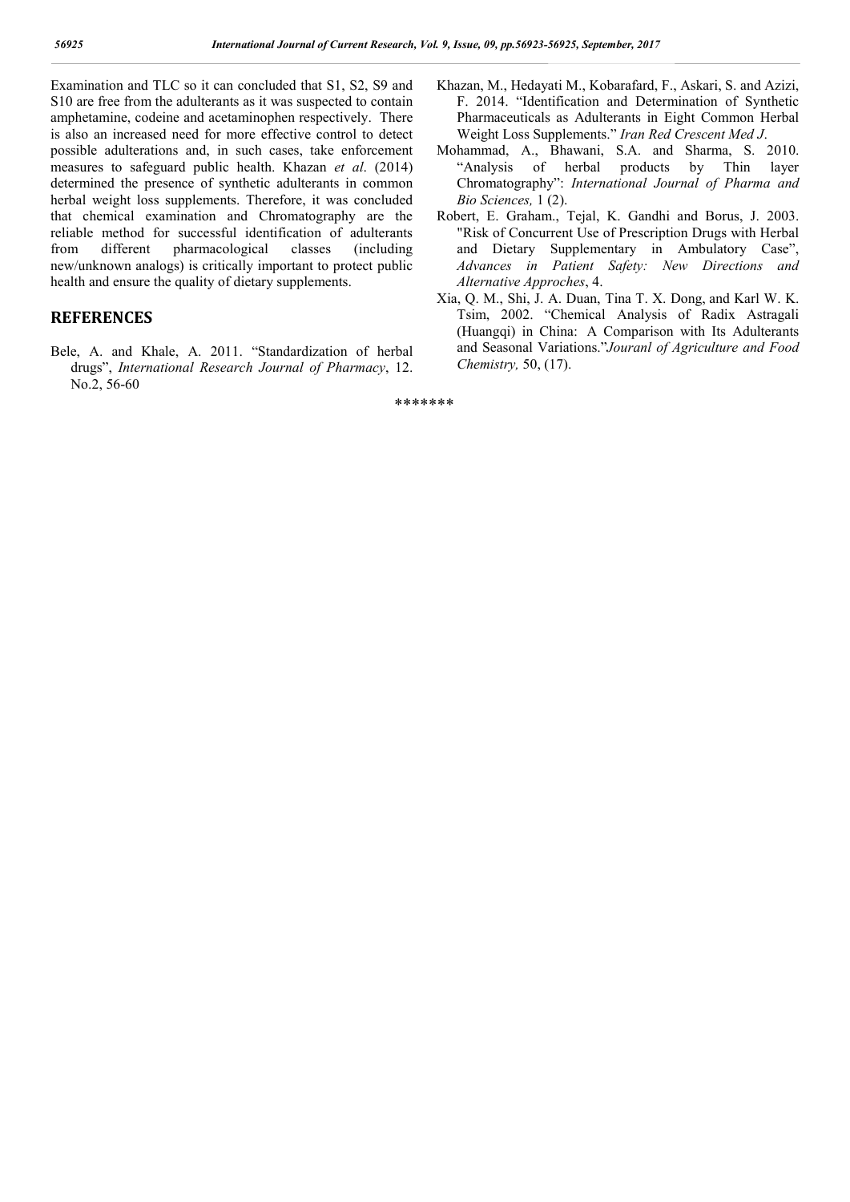Examination and TLC so it can concluded that S1, S2, S9 and S10 are free from the adulterants as it was suspected to contain amphetamine, codeine and acetaminophen respectively. There is also an increased need for more effective control to detect possible adulterations and, in such cases, take enforcement measures to safeguard public health. Khazan *et al*. (2014) determined the presence of synthetic adulterants in common herbal weight loss supplements. Therefore, it was concluded that chemical examination and Chromatography are the reliable method for successful identification of adulterants from different pharmacological classes (including new/unknown analogs) is critically important to protect public health and ensure the quality of dietary supplements.

## REFERENCES

Bele, A. and Khale, A. 2011. "Standardization of herbal drugs", *International Research Journal of Pharmacy*, 12. No.2, 56-60

Khazan, M., Hedayati M., Kobarafard, F., Askari, S. and Azizi, F. 2014. "Identification and Determination of Synthetic Pharmaceuticals as Adulterants in Eight Common Herbal Weight Loss Supplements." *Iran Red Crescent Med J*.

Mohammad, A., Bhawani, S.A. and Sharma, S. 2010. "Analysis of herbal products by Thin layer Chromatography": *International Journal of Pharma and Bio Sciences,* 1 (2).

Robert, E. Graham., Tejal, K. Gandhi and Borus, J. 2003. "Risk of Concurrent Use of Prescription Drugs with Herbal and Dietary Supplementary in Ambulatory Case", *Advances in Patient Safety: New Directions and Alternative Approches*, 4.

Xia, Q. M., Shi, J. A. Duan, Tina T. X. Dong, and Karl W. K. Tsim, 2002. "Chemical Analysis of Radix Astragali (Huangqi) in China: A Comparison with Its Adulterants and Seasonal Variations."*Jouranl of Agriculture and Food Chemistry,* 50, (17).

*******